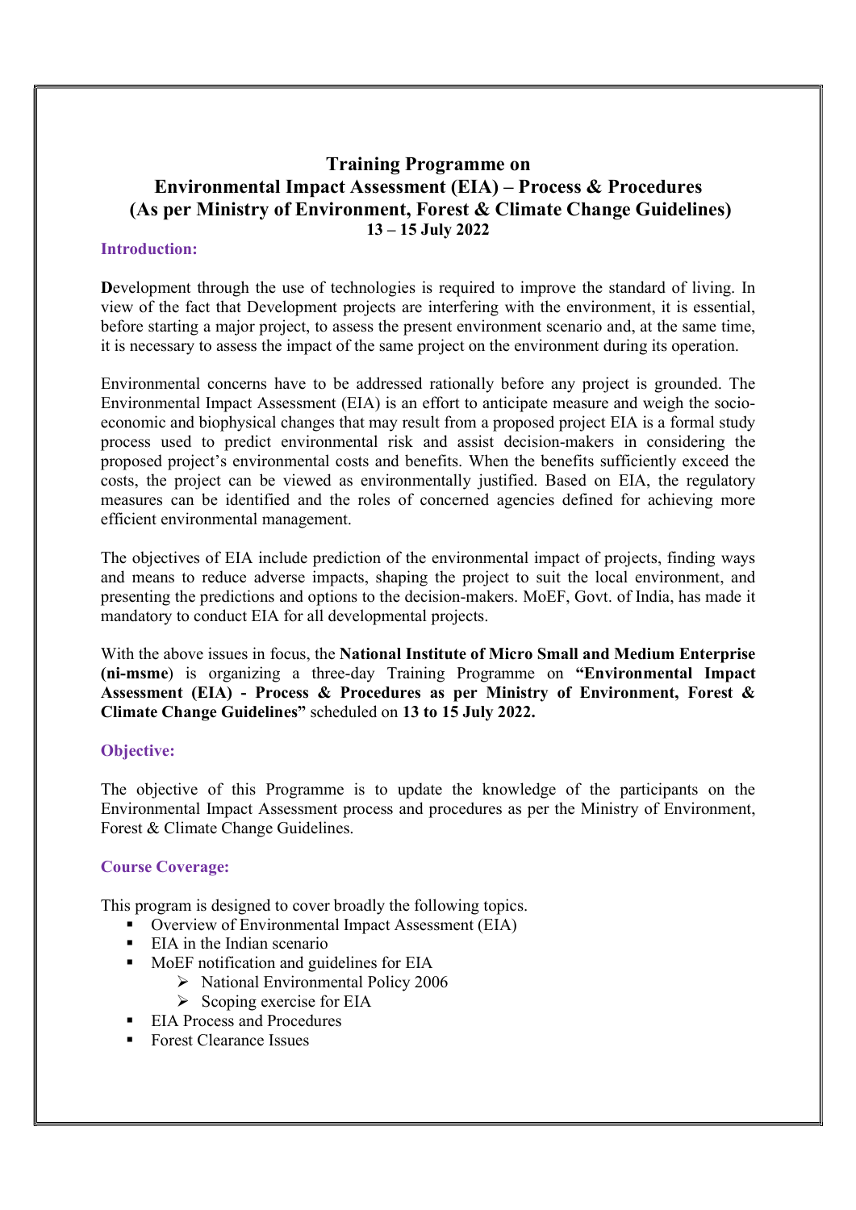# Training Programme on Environmental Impact Assessment (EIA) – Process & Procedures (As per Ministry of Environment, Forest & Climate Change Guidelines)

**13 – 15 July 2022**

## Introduction:

**D**evelopment through the use of technologies is required to improve the standard of living. In view of the fact that Development projects are interfering with the environment, it is essential, before starting a major project, to assess the present environment scenario and, at the same time, it is necessary to assess the impact of the same project on the environment during its operation.

Environmental concerns have to be addressed rationally before any project is grounded. The Environmental Impact Assessment (EIA) is an effort to anticipate measure and weigh the socio-economic and biophysical changes that may result from a proposed project EIA is a formal study process used to predict environmental risk and assist decision-makers in considering the proposed project's environmental costs and benefits. When the benefits sufficiently exceed the costs, the project can be viewed as environmentally justified. Based on EIA, the regulatory measures can be identified and the roles of concerned agencies defined for achieving more efficient environmental management.

The objectives of EIA include prediction of the environmental impact of projects, finding ways and means to reduce adverse impacts, shaping the project to suit the local environment, and presenting the predictions and options to the decision-makers. MoEF, Govt. of India, has made it mandatory to conduct EIA for all developmental projects.

With the above issues in focus, the **National Institute of Micro Small and Medium Enterprise (ni-msme**) is organizing a three-day Training Programme on **"Environmental Impact Assessment (EIA) - Process & Procedures as per Ministry of Environment, Forest & Climate Change Guidelines"** scheduled on **13 to 15 July 2022.**

## Objective:

The objective of this Programme is to update the knowledge of the participants on the Environmental Impact Assessment process and procedures as per the Ministry of Environment, Forest & Climate Change Guidelines.

## Course Coverage:

This program is designed to cover broadly the following topics.

- Overview of Environmental Impact Assessment (EIA)
- EIA in the Indian scenario
- MoEF notification and guidelines for EIA
  - National Environmental Policy 2006
  - Scoping exercise for EIA
- EIA Process and Procedures
- Forest Clearance Issues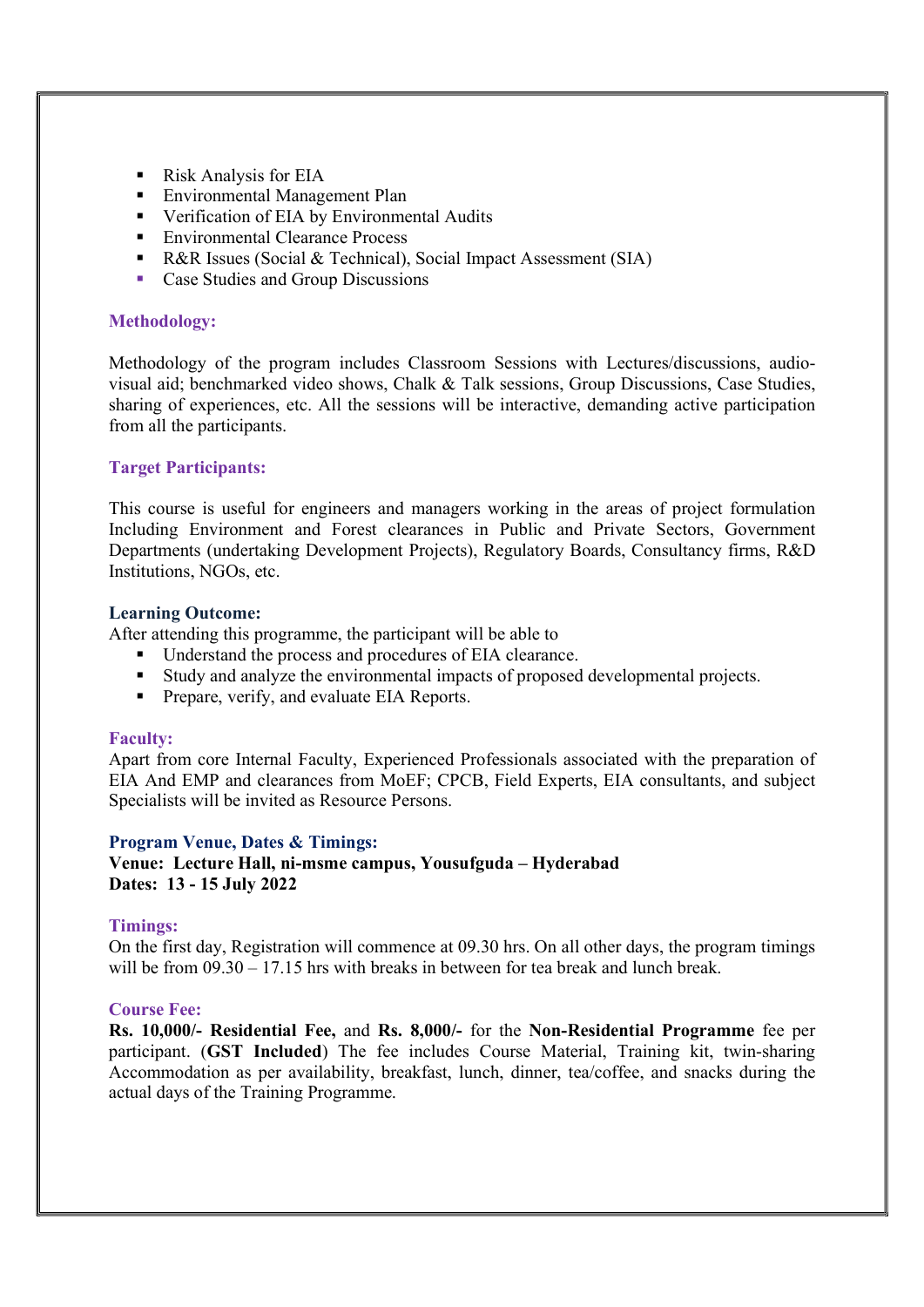- Risk Analysis for EIA
- Environmental Management Plan
- Verification of EIA by Environmental Audits
- Environmental Clearance Process
- R&R Issues (Social & Technical), Social Impact Assessment (SIA)
- Case Studies and Group Discussions

### Methodology:

Methodology of the program includes Classroom Sessions with Lectures/discussions, audio-visual aid; benchmarked video shows, Chalk & Talk sessions, Group Discussions, Case Studies, sharing of experiences, etc. All the sessions will be interactive, demanding active participation from all the participants.

### Target Participants:

This course is useful for engineers and managers working in the areas of project formulation Including Environment and Forest clearances in Public and Private Sectors, Government Departments (undertaking Development Projects), Regulatory Boards, Consultancy firms, R&D Institutions, NGOs, etc.

### Learning Outcome:

After attending this programme, the participant will be able to

- Understand the process and procedures of EIA clearance.
- Study and analyze the environmental impacts of proposed developmental projects.
- Prepare, verify, and evaluate EIA Reports.

### Faculty:

Apart from core Internal Faculty, Experienced Professionals associated with the preparation of EIA And EMP and clearances from MoEF; CPCB, Field Experts, EIA consultants, and subject Specialists will be invited as Resource Persons.

### Program Venue, Dates & Timings:

**Venue: Lecture Hall, ni-msme campus, Yousufguda – Hyderabad**
**Dates: 13 - 15 July 2022**

### Timings:

On the first day, Registration will commence at 09.30 hrs. On all other days, the program timings will be from 09.30 – 17.15 hrs with breaks in between for tea break and lunch break.

### Course Fee:

**Rs. 10,000/- Residential Fee,** and **Rs. 8,000/-** for the **Non-Residential Programme** fee per participant. (**GST Included**) The fee includes Course Material, Training kit, twin-sharing Accommodation as per availability, breakfast, lunch, dinner, tea/coffee, and snacks during the actual days of the Training Programme.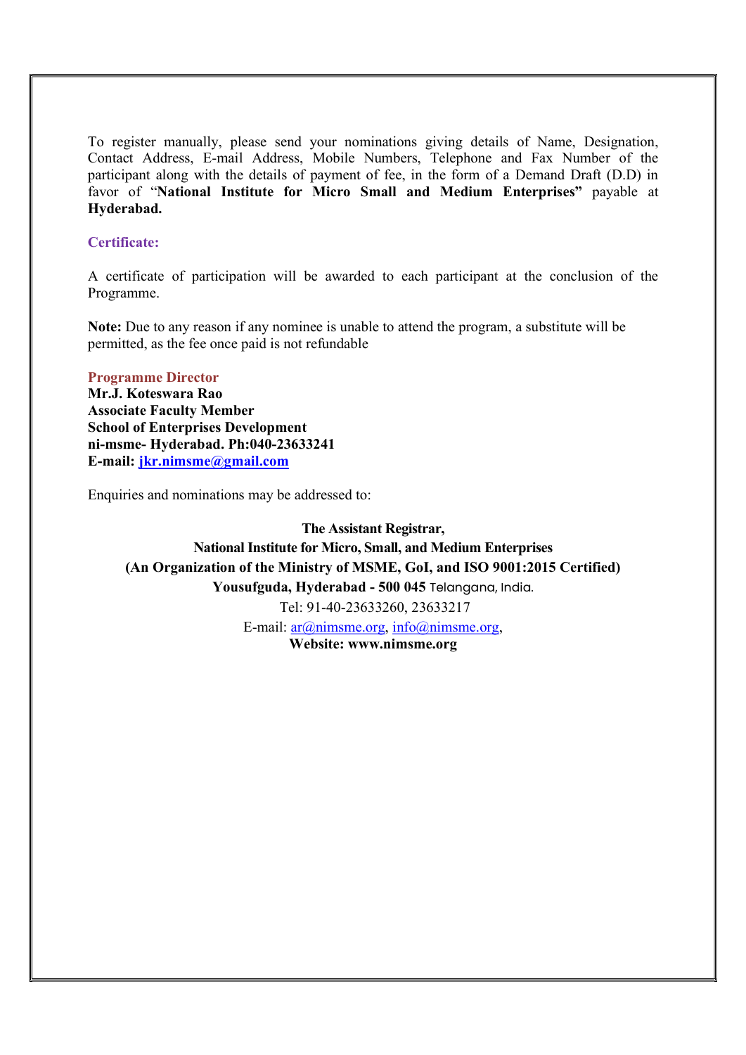To register manually, please send your nominations giving details of Name, Designation, Contact Address, E-mail Address, Mobile Numbers, Telephone and Fax Number of the participant along with the details of payment of fee, in the form of a Demand Draft (D.D) in favor of "**National Institute for Micro Small and Medium Enterprises"** payable at **Hyderabad.**

### Certificate:

A certificate of participation will be awarded to each participant at the conclusion of the Programme.

**Note:** Due to any reason if any nominee is unable to attend the program, a substitute will be permitted, as the fee once paid is not refundable

**Programme Director**
**Mr.J. Koteswara Rao**
**Associate Faculty Member**
**School of Enterprises Development**
**ni-msme- Hyderabad. Ph:040-23633241**
**E-mail: jkr.nimsme@gmail.com**

Enquiries and nominations may be addressed to:

**The Assistant Registrar,**
**National Institute for Micro, Small, and Medium Enterprises**
**(An Organization of the Ministry of MSME, GoI, and ISO 9001:2015 Certified)**
**Yousufguda, Hyderabad - 500 045** Telangana, India.
Tel: 91-40-23633260, 23633217
E-mail: ar@nimsme.org, info@nimsme.org,
**Website: www.nimsme.org**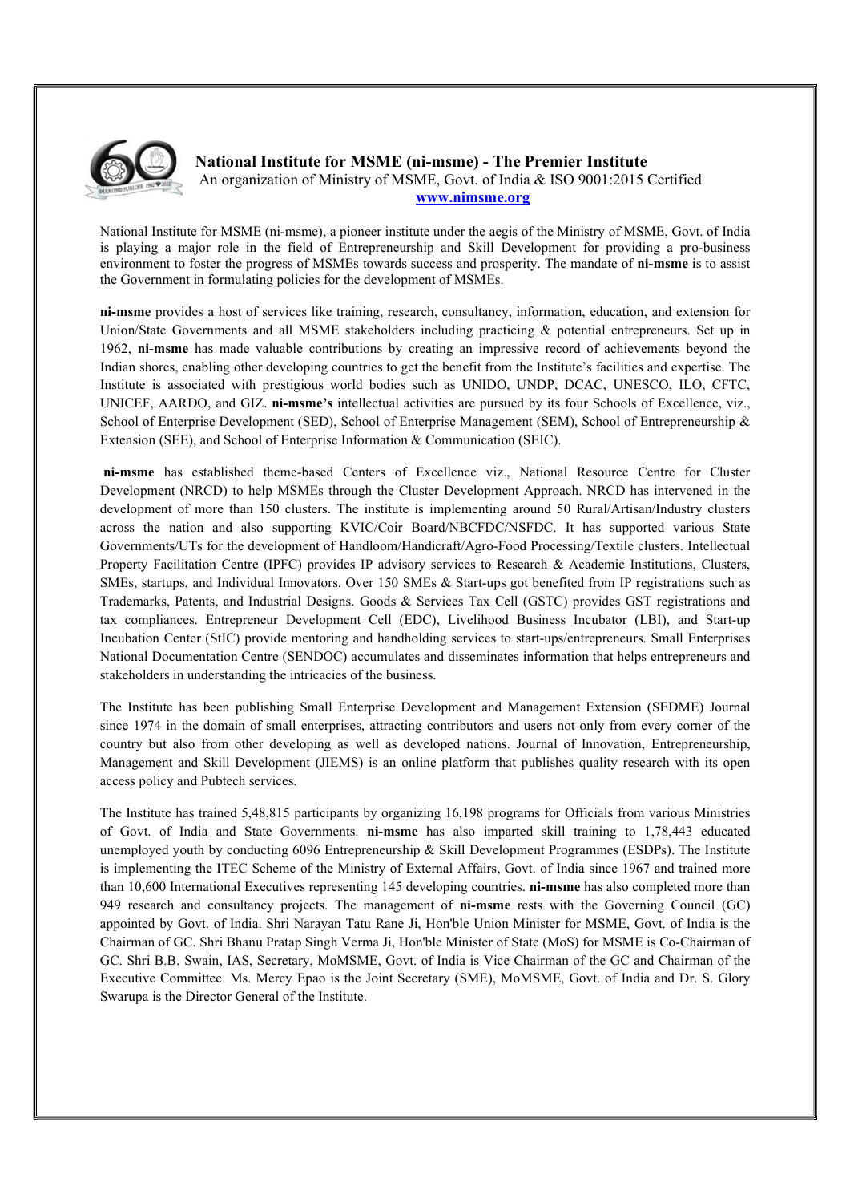# National Institute for MSME (ni-msme) - The Premier Institute

An organization of Ministry of MSME, Govt. of India & ISO 9001:2015 Certified

www.nimsme.org

National Institute for MSME (ni-msme), a pioneer institute under the aegis of the Ministry of MSME, Govt. of India is playing a major role in the field of Entrepreneurship and Skill Development for providing a pro-business environment to foster the progress of MSMEs towards success and prosperity. The mandate of **ni-msme** is to assist the Government in formulating policies for the development of MSMEs.

**ni-msme** provides a host of services like training, research, consultancy, information, education, and extension for Union/State Governments and all MSME stakeholders including practicing & potential entrepreneurs. Set up in 1962, **ni-msme** has made valuable contributions by creating an impressive record of achievements beyond the Indian shores, enabling other developing countries to get the benefit from the Institute's facilities and expertise. The Institute is associated with prestigious world bodies such as UNIDO, UNDP, DCAC, UNESCO, ILO, CFTC, UNICEF, AARDO, and GIZ. **ni-msme's** intellectual activities are pursued by its four Schools of Excellence, viz., School of Enterprise Development (SED), School of Enterprise Management (SEM), School of Entrepreneurship & Extension (SEE), and School of Enterprise Information & Communication (SEIC).

**ni-msme** has established theme-based Centers of Excellence viz., National Resource Centre for Cluster Development (NRCD) to help MSMEs through the Cluster Development Approach. NRCD has intervened in the development of more than 150 clusters. The institute is implementing around 50 Rural/Artisan/Industry clusters across the nation and also supporting KVIC/Coir Board/NBCFDC/NSFDC. It has supported various State Governments/UTs for the development of Handloom/Handicraft/Agro-Food Processing/Textile clusters. Intellectual Property Facilitation Centre (IPFC) provides IP advisory services to Research & Academic Institutions, Clusters, SMEs, startups, and Individual Innovators. Over 150 SMEs & Start-ups got benefited from IP registrations such as Trademarks, Patents, and Industrial Designs. Goods & Services Tax Cell (GSTC) provides GST registrations and tax compliances. Entrepreneur Development Cell (EDC), Livelihood Business Incubator (LBI), and Start-up Incubation Center (StIC) provide mentoring and handholding services to start-ups/entrepreneurs. Small Enterprises National Documentation Centre (SENDOC) accumulates and disseminates information that helps entrepreneurs and stakeholders in understanding the intricacies of the business.

The Institute has been publishing Small Enterprise Development and Management Extension (SEDME) Journal since 1974 in the domain of small enterprises, attracting contributors and users not only from every corner of the country but also from other developing as well as developed nations. Journal of Innovation, Entrepreneurship, Management and Skill Development (JIEMS) is an online platform that publishes quality research with its open access policy and Pubtech services.

The Institute has trained 5,48,815 participants by organizing 16,198 programs for Officials from various Ministries of Govt. of India and State Governments. **ni-msme** has also imparted skill training to 1,78,443 educated unemployed youth by conducting 6096 Entrepreneurship & Skill Development Programmes (ESDPs). The Institute is implementing the ITEC Scheme of the Ministry of External Affairs, Govt. of India since 1967 and trained more than 10,600 International Executives representing 145 developing countries. **ni-msme** has also completed more than 949 research and consultancy projects. The management of **ni-msme** rests with the Governing Council (GC) appointed by Govt. of India. Shri Narayan Tatu Rane Ji, Hon'ble Union Minister for MSME, Govt. of India is the Chairman of GC. Shri Bhanu Pratap Singh Verma Ji, Hon'ble Minister of State (MoS) for MSME is Co-Chairman of GC. Shri B.B. Swain, IAS, Secretary, MoMSME, Govt. of India is Vice Chairman of the GC and Chairman of the Executive Committee. Ms. Mercy Epao is the Joint Secretary (SME), MoMSME, Govt. of India and Dr. S. Glory Swarupa is the Director General of the Institute.